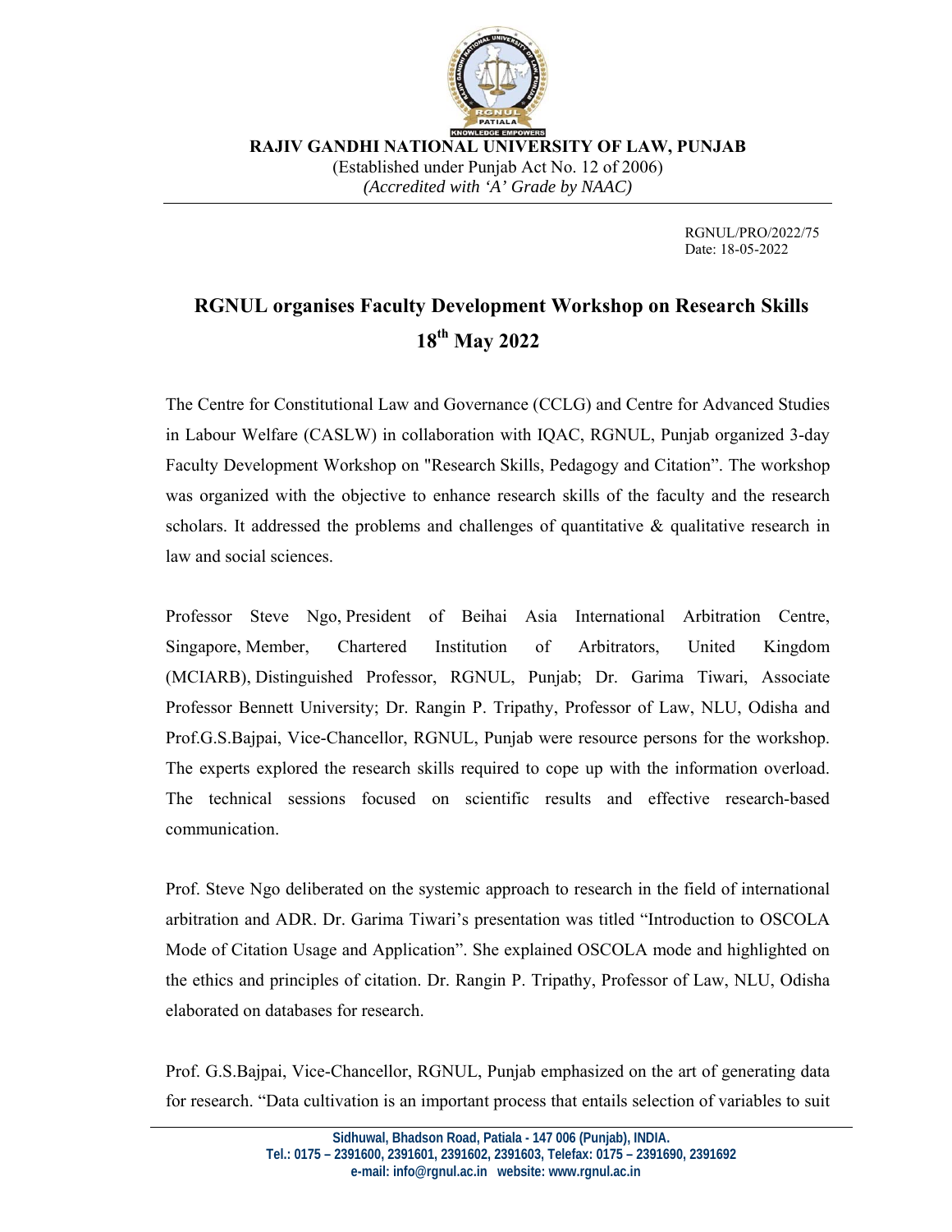**RAJIV GANDHI NATIONAL UNIVERSITY OF LAW, PUNJAB**

(Established under Punjab Act No. 12 of 2006)

*(Accredited with 'A' Grade by NAAC)*

RGNUL/PRO/2022/75
Date: 18-05-2022

## RGNUL organises Faculty Development Workshop on Research Skills 18th May 2022

The Centre for Constitutional Law and Governance (CCLG) and Centre for Advanced Studies in Labour Welfare (CASLW) in collaboration with IQAC, RGNUL, Punjab organized 3-day Faculty Development Workshop on "Research Skills, Pedagogy and Citation". The workshop was organized with the objective to enhance research skills of the faculty and the research scholars. It addressed the problems and challenges of quantitative & qualitative research in law and social sciences.

Professor Steve Ngo, President of Beihai Asia International Arbitration Centre, Singapore, Member, Chartered Institution of Arbitrators, United Kingdom (MCIARB), Distinguished Professor, RGNUL, Punjab; Dr. Garima Tiwari, Associate Professor Bennett University; Dr. Rangin P. Tripathy, Professor of Law, NLU, Odisha and Prof.G.S.Bajpai, Vice-Chancellor, RGNUL, Punjab were resource persons for the workshop. The experts explored the research skills required to cope up with the information overload. The technical sessions focused on scientific results and effective research-based communication.

Prof. Steve Ngo deliberated on the systemic approach to research in the field of international arbitration and ADR. Dr. Garima Tiwari's presentation was titled "Introduction to OSCOLA Mode of Citation Usage and Application". She explained OSCOLA mode and highlighted on the ethics and principles of citation. Dr. Rangin P. Tripathy, Professor of Law, NLU, Odisha elaborated on databases for research.

Prof. G.S.Bajpai, Vice-Chancellor, RGNUL, Punjab emphasized on the art of generating data for research. "Data cultivation is an important process that entails selection of variables to suit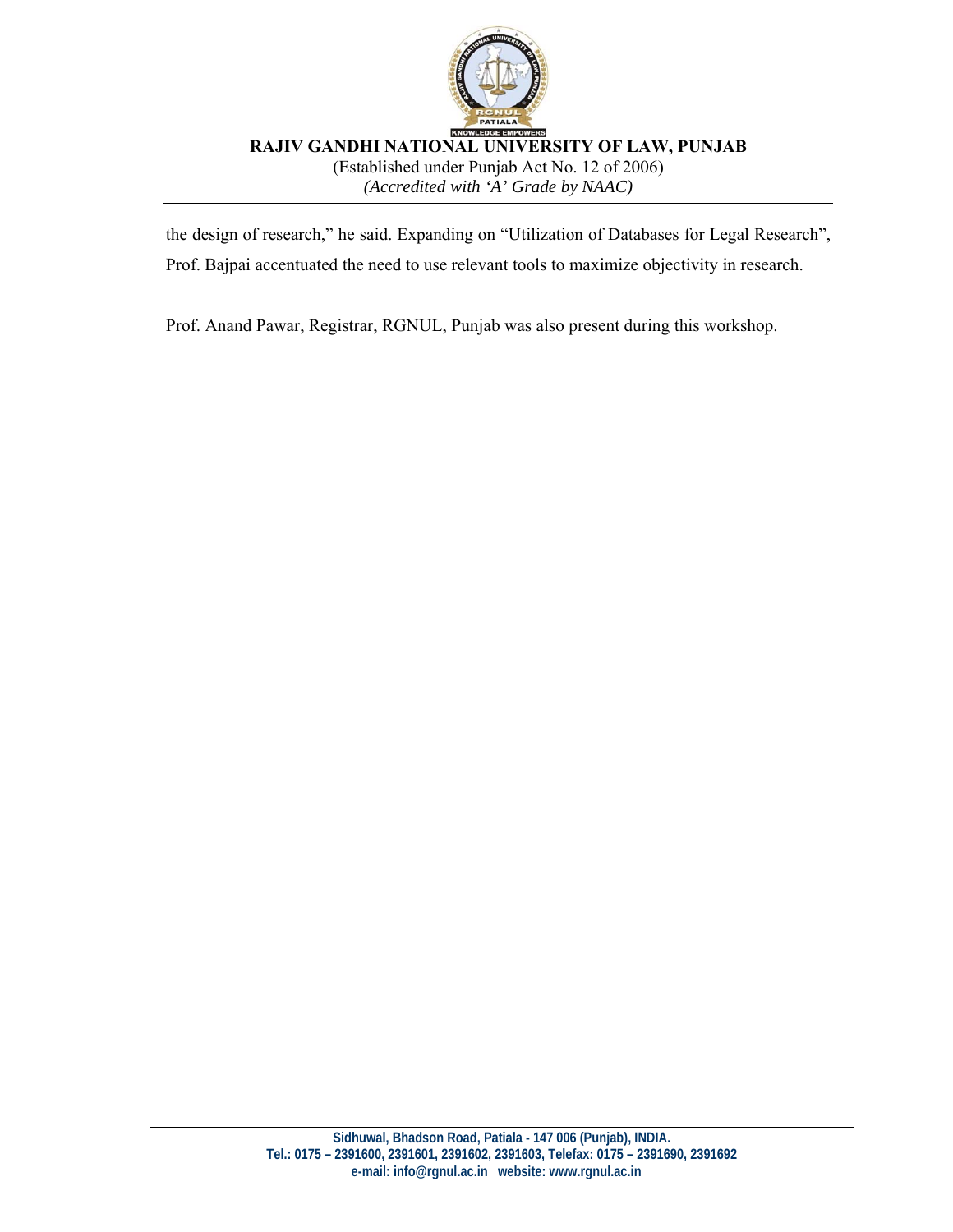the design of research," he said. Expanding on "Utilization of Databases for Legal Research", Prof. Bajpai accentuated the need to use relevant tools to maximize objectivity in research.

Prof. Anand Pawar, Registrar, RGNUL, Punjab was also present during this workshop.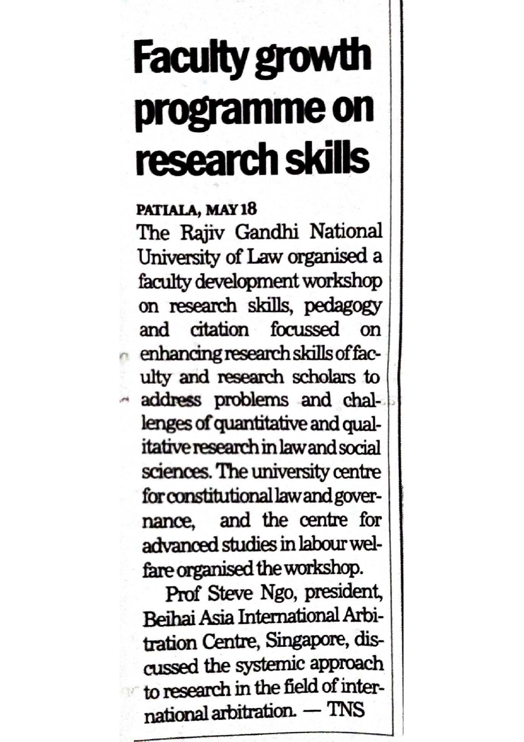# Faculty growth programme on research skills

**PATIALA, MAY 18**

The Rajiv Gandhi National University of Law organised a faculty development workshop on research skills, pedagogy and citation focussed on enhancing research skills of faculty and research scholars to address problems and challenges of quantitative and qualitative research in law and social sciences. The university centre for constitutional law and governance, and the centre for advanced studies in labour welfare organised the workshop.

Prof Steve Ngo, president, Beihai Asia International Arbitration Centre, Singapore, discussed the systemic approach to research in the field of international arbitration. — TNS